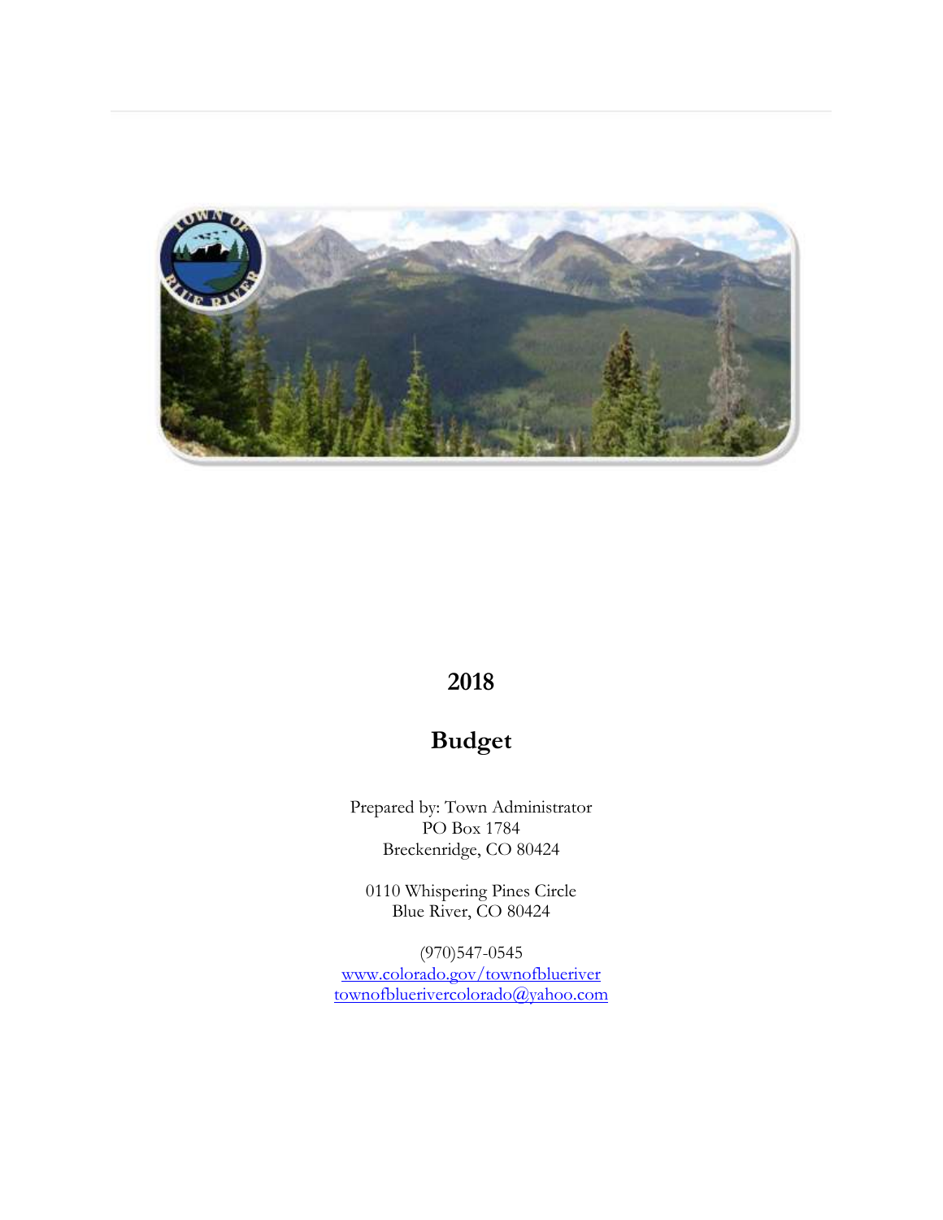# 2018

# Budget

Prepared by: Town Administrator
PO Box 1784
Breckenridge, CO 80424

0110 Whispering Pines Circle
Blue River, CO 80424

(970)547-0545
[www.colorado.gov/townofblueriver](http://www.colorado.gov/townofblueriver)
[townofbluerivercolorado@yahoo.com](mailto:townofbluerivercolorado@yahoo.com)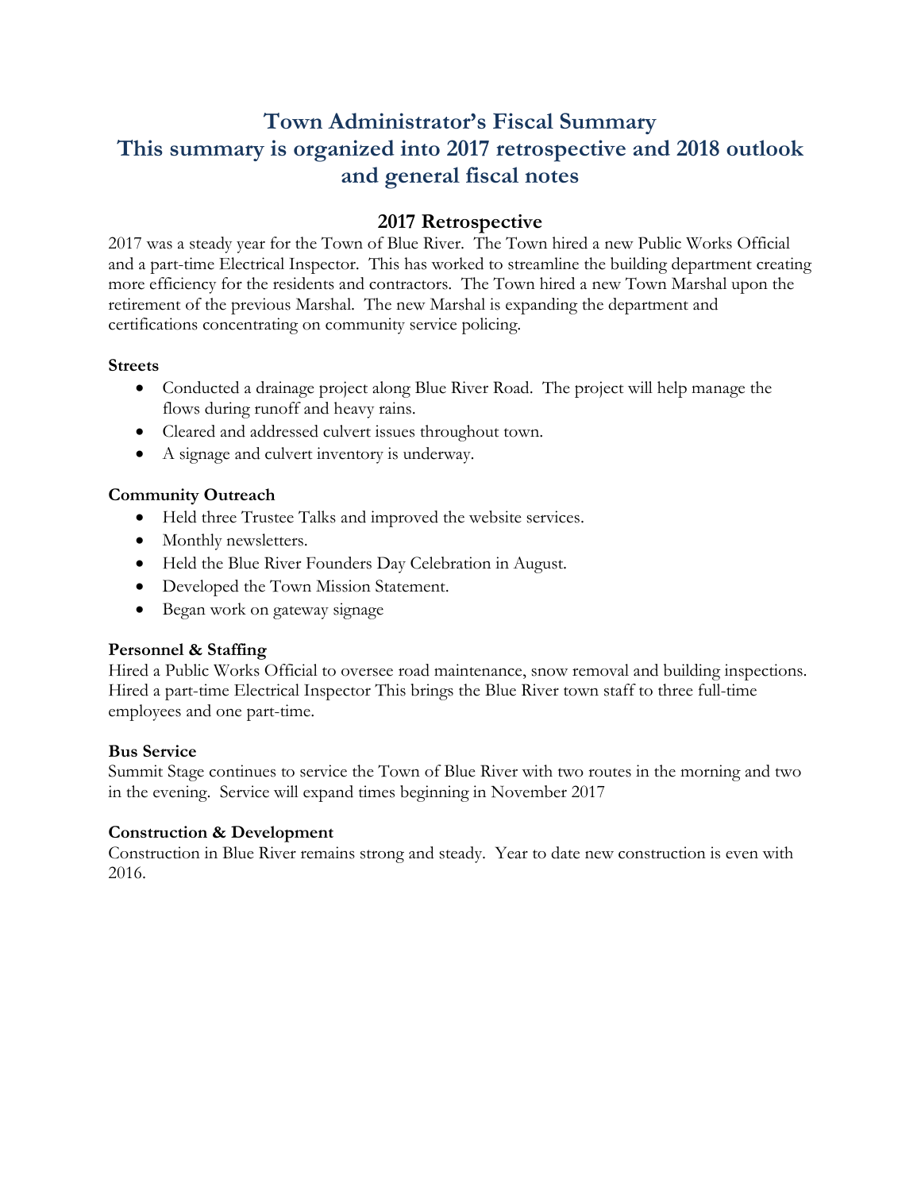# Town Administrator's Fiscal Summary
# This summary is organized into 2017 retrospective and 2018 outlook and general fiscal notes

## 2017 Retrospective

2017 was a steady year for the Town of Blue River. The Town hired a new Public Works Official and a part-time Electrical Inspector. This has worked to streamline the building department creating more efficiency for the residents and contractors. The Town hired a new Town Marshal upon the retirement of the previous Marshal. The new Marshal is expanding the department and certifications concentrating on community service policing.

**Streets**

- Conducted a drainage project along Blue River Road. The project will help manage the flows during runoff and heavy rains.
- Cleared and addressed culvert issues throughout town.
- A signage and culvert inventory is underway.

**Community Outreach**

- Held three Trustee Talks and improved the website services.
- Monthly newsletters.
- Held the Blue River Founders Day Celebration in August.
- Developed the Town Mission Statement.
- Began work on gateway signage

**Personnel & Staffing**

Hired a Public Works Official to oversee road maintenance, snow removal and building inspections. Hired a part-time Electrical Inspector This brings the Blue River town staff to three full-time employees and one part-time.

**Bus Service**

Summit Stage continues to service the Town of Blue River with two routes in the morning and two in the evening. Service will expand times beginning in November 2017

**Construction & Development**

Construction in Blue River remains strong and steady. Year to date new construction is even with 2016.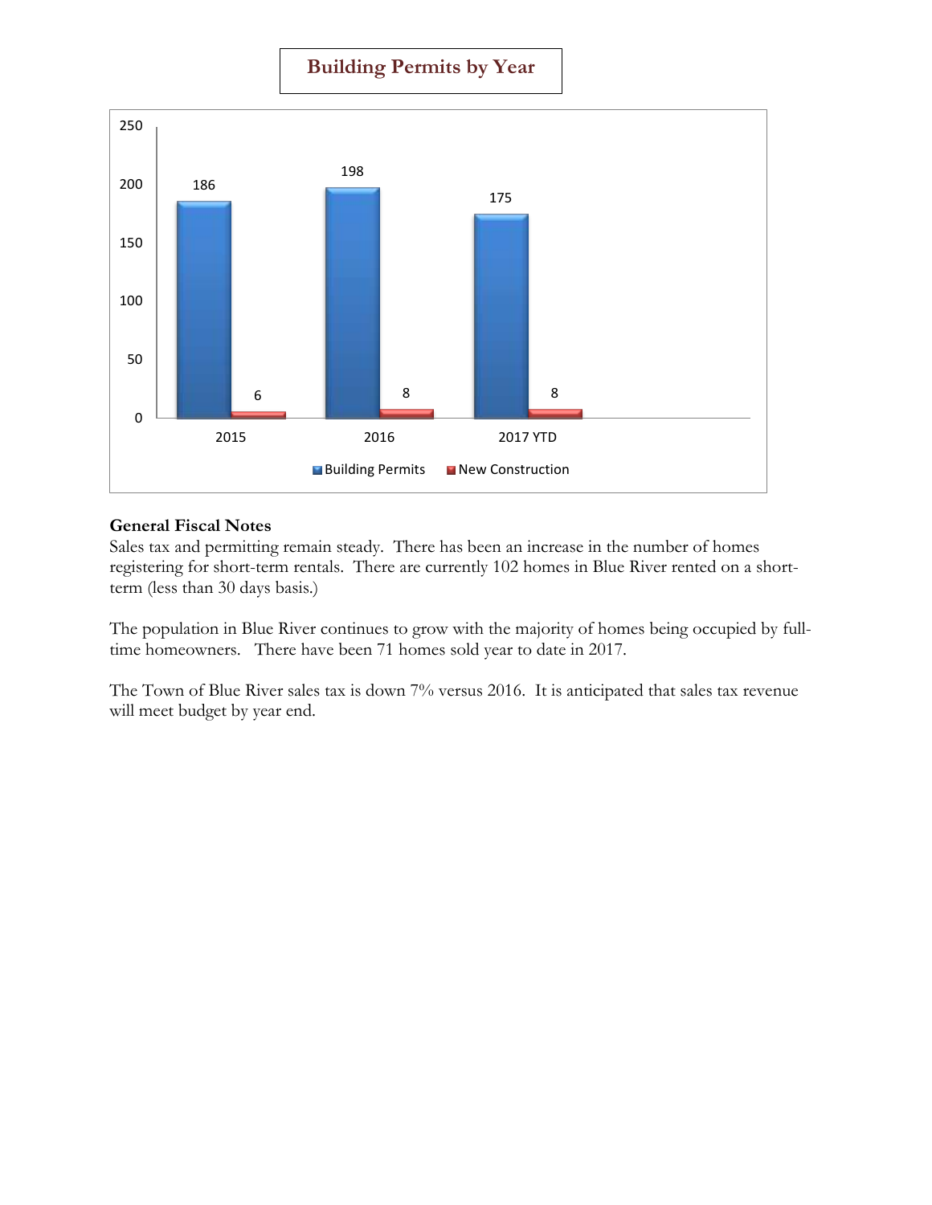## Building Permits by Year

| | Building Permits | New Construction |
|---|---|---|
| 2015 | 186 | 6 |
| 2016 | 198 | 8 |
| 2017 YTD | 175 | 8 |

**General Fiscal Notes**

Sales tax and permitting remain steady. There has been an increase in the number of homes registering for short-term rentals. There are currently 102 homes in Blue River rented on a short-term (less than 30 days basis.)

The population in Blue River continues to grow with the majority of homes being occupied by full-time homeowners. There have been 71 homes sold year to date in 2017.

The Town of Blue River sales tax is down 7% versus 2016. It is anticipated that sales tax revenue will meet budget by year end.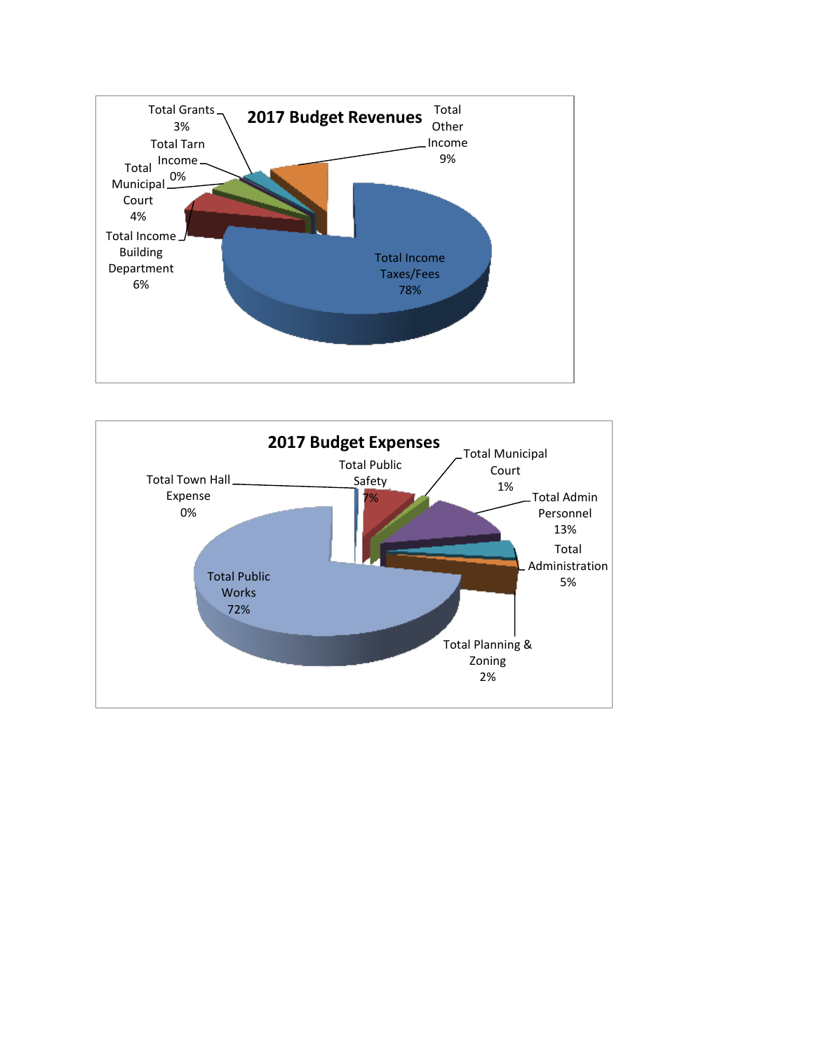## 2017 Budget Revenues

- Total Income Taxes/Fees 78%
- Total Other Income 9%
- Total Income Building Department 6%
- Total Municipal Court 4%
- Total Grants 3%
- Total Tarn Income 0%

## 2017 Budget Expenses

- Total Public Works 72%
- Total Admin Personnel 13%
- Total Public Safety 7%
- Total Administration 5%
- Total Planning & Zoning 2%
- Total Municipal Court 1%
- Total Town Hall Expense 0%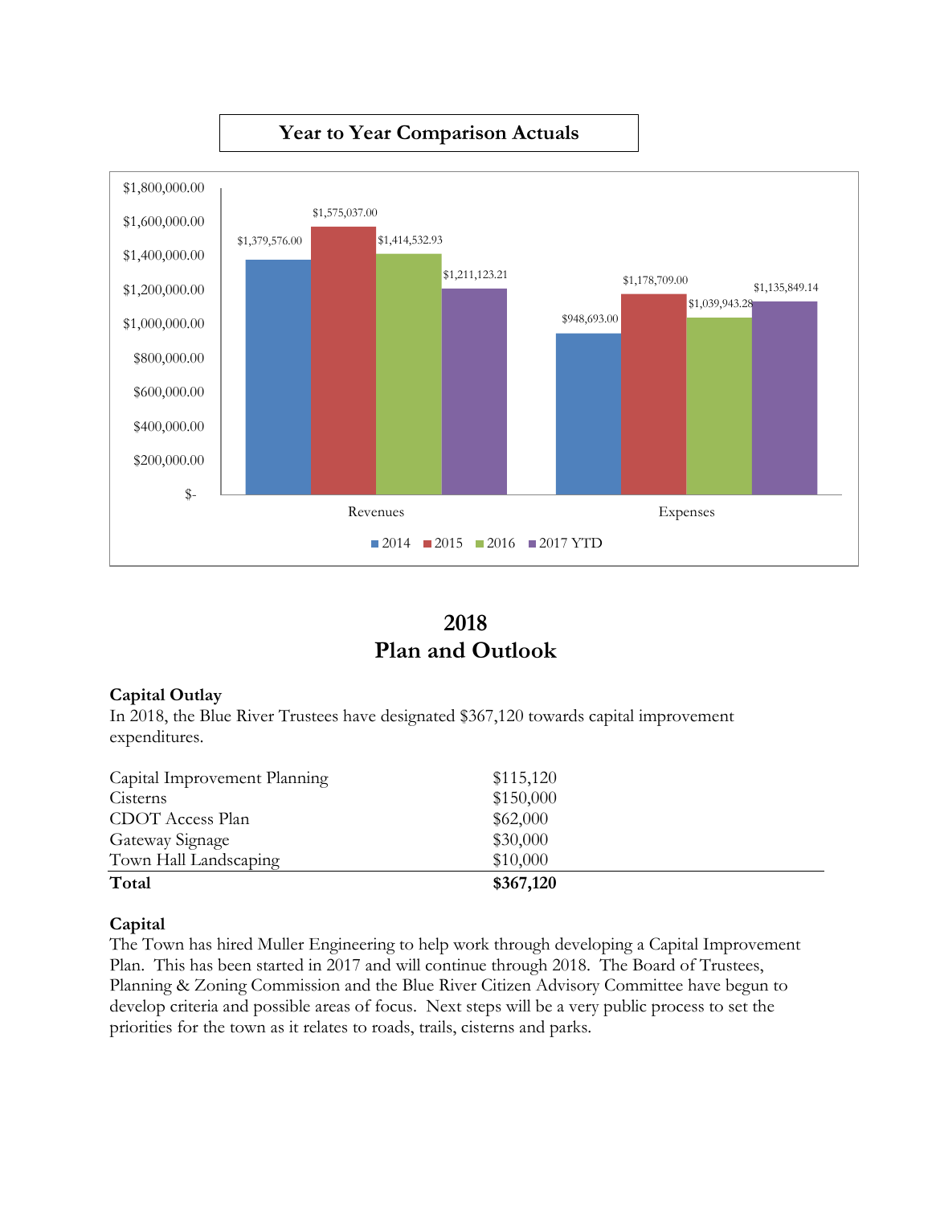## Year to Year Comparison Actuals

| | 2014 | 2015 | 2016 | 2017 YTD |
|---|---|---|---|---|
| Revenues | $1,379,576.00 | $1,575,037.00 | $1,414,532.93 | $1,211,123.21 |
| Expenses | $948,693.00 | $1,178,709.00 | $1,039,943.28 | $1,135,849.14 |

# 2018
# Plan and Outlook

**Capital Outlay**
In 2018, the Blue River Trustees have designated $367,120 towards capital improvement expenditures.

| | |
|---|---|
| Capital Improvement Planning | $115,120 |
| Cisterns | $150,000 |
| CDOT Access Plan | $62,000 |
| Gateway Signage | $30,000 |
| Town Hall Landscaping | $10,000 |
| **Total** | **$367,120** |

**Capital**
The Town has hired Muller Engineering to help work through developing a Capital Improvement Plan. This has been started in 2017 and will continue through 2018. The Board of Trustees, Planning & Zoning Commission and the Blue River Citizen Advisory Committee have begun to develop criteria and possible areas of focus. Next steps will be a very public process to set the priorities for the town as it relates to roads, trails, cisterns and parks.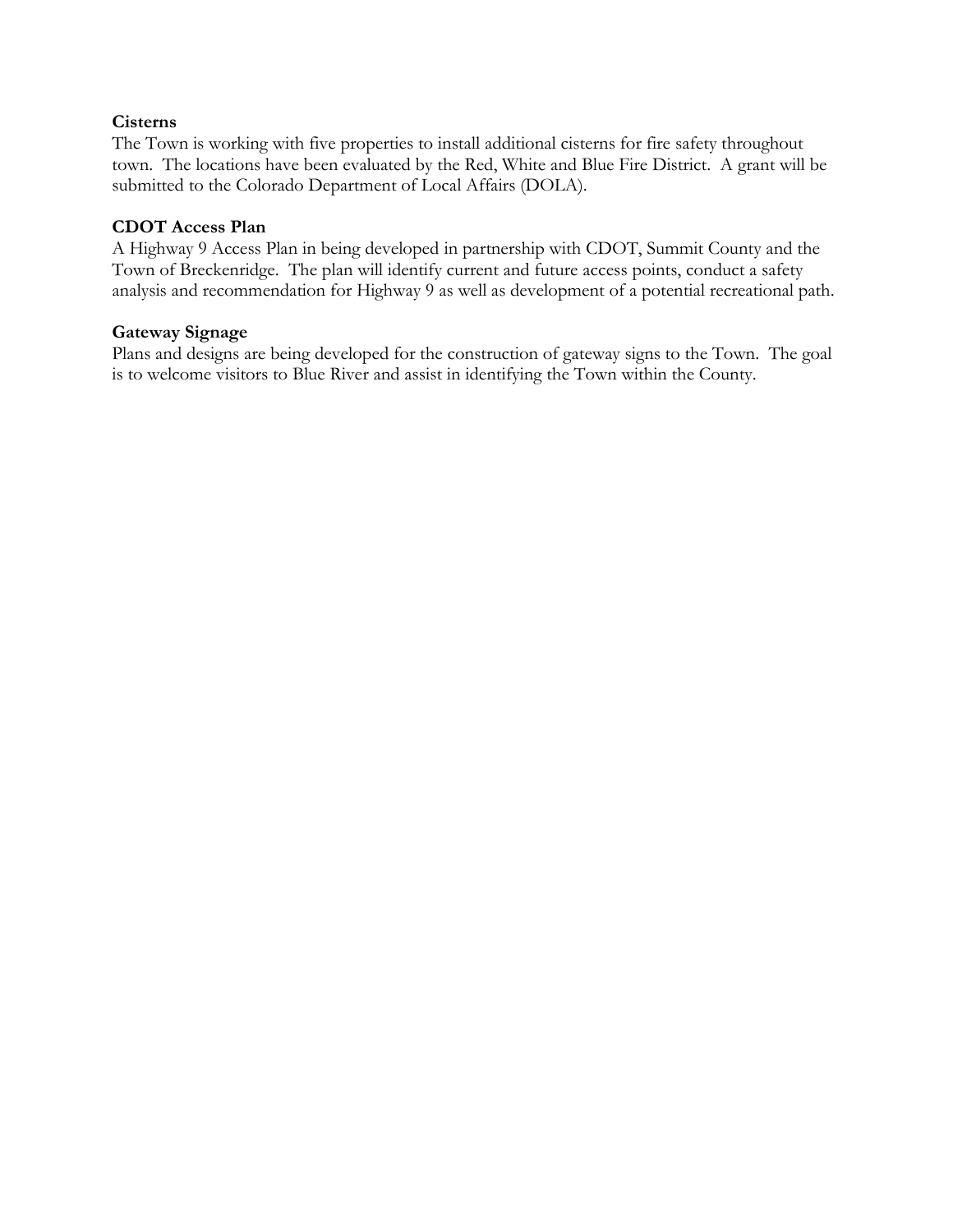**Cisterns**

The Town is working with five properties to install additional cisterns for fire safety throughout town. The locations have been evaluated by the Red, White and Blue Fire District. A grant will be submitted to the Colorado Department of Local Affairs (DOLA).

**CDOT Access Plan**

A Highway 9 Access Plan in being developed in partnership with CDOT, Summit County and the Town of Breckenridge. The plan will identify current and future access points, conduct a safety analysis and recommendation for Highway 9 as well as development of a potential recreational path.

**Gateway Signage**

Plans and designs are being developed for the construction of gateway signs to the Town. The goal is to welcome visitors to Blue River and assist in identifying the Town within the County.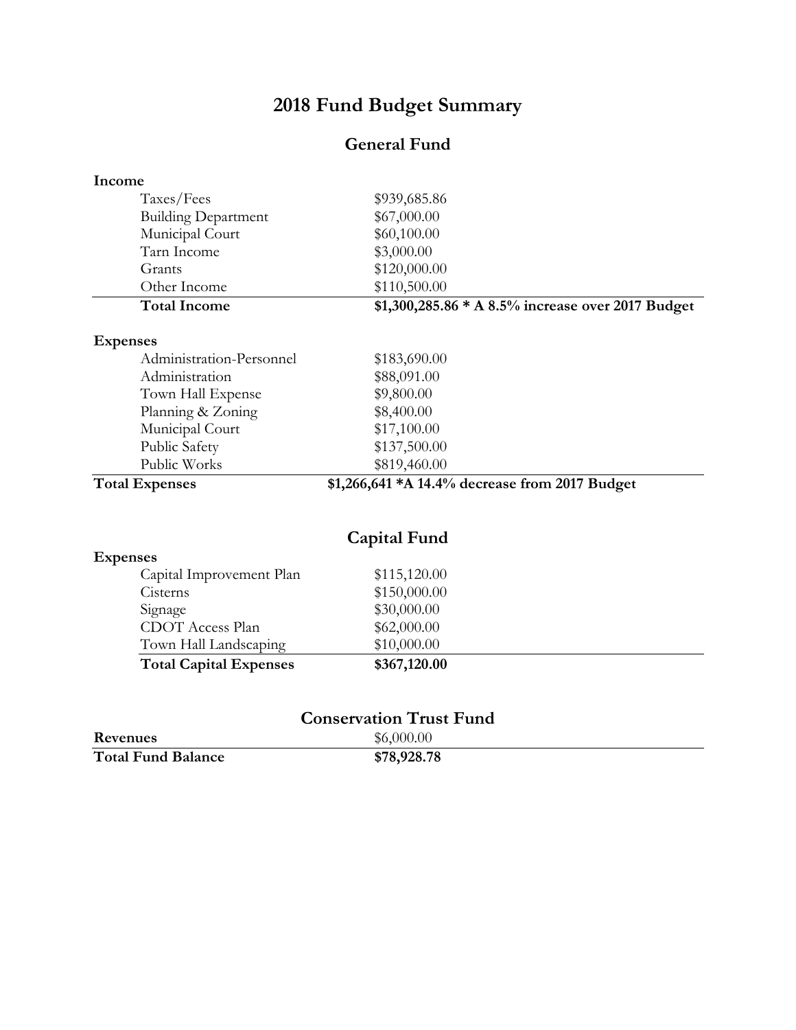# 2018 Fund Budget Summary

## General Fund

| **Income** | |
|---|---|
| Taxes/Fees | $939,685.86 |
| Building Department | $67,000.00 |
| Municipal Court | $60,100.00 |
| Tarn Income | $3,000.00 |
| Grants | $120,000.00 |
| Other Income | $110,500.00 |
| **Total Income** | **$1,300,285.86 * A 8.5% increase over 2017 Budget** |

| **Expenses** | |
|---|---|
| Administration-Personnel | $183,690.00 |
| Administration | $88,091.00 |
| Town Hall Expense | $9,800.00 |
| Planning & Zoning | $8,400.00 |
| Municipal Court | $17,100.00 |
| Public Safety | $137,500.00 |
| Public Works | $819,460.00 |
| **Total Expenses** | **$1,266,641 *A 14.4% decrease from 2017 Budget** |

## Capital Fund

| **Expenses** | |
|---|---|
| Capital Improvement Plan | $115,120.00 |
| Cisterns | $150,000.00 |
| Signage | $30,000.00 |
| CDOT Access Plan | $62,000.00 |
| Town Hall Landscaping | $10,000.00 |
| **Total Capital Expenses** | **$367,120.00** |

## Conservation Trust Fund

| | |
|---|---|
| **Revenues** | $6,000.00 |
| **Total Fund Balance** | **$78,928.78** |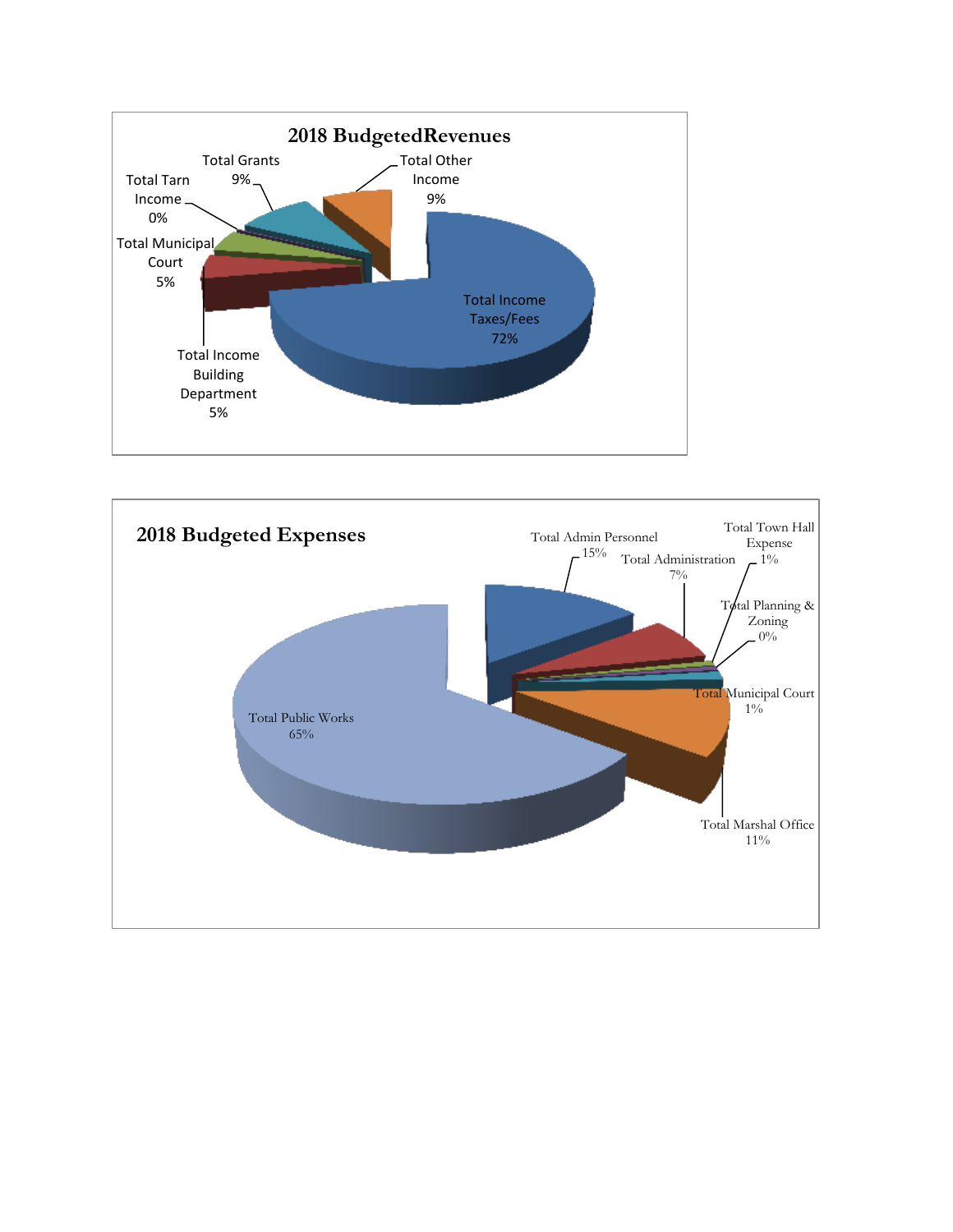2018 BudgetedRevenues

Total Grants
9%

Total Other
Income
9%

Total Tarn
Income
0%

Total Municipal
Court
5%

Total Income
Taxes/Fees
72%

Total Income
Building
Department
5%

2018 Budgeted Expenses

Total Admin Personnel
15%

Total Town Hall
Expense
1%

Total Administration
7%

Total Planning &
Zoning
0%

Total Municipal Court
1%

Total Public Works
65%

Total Marshal Office
11%